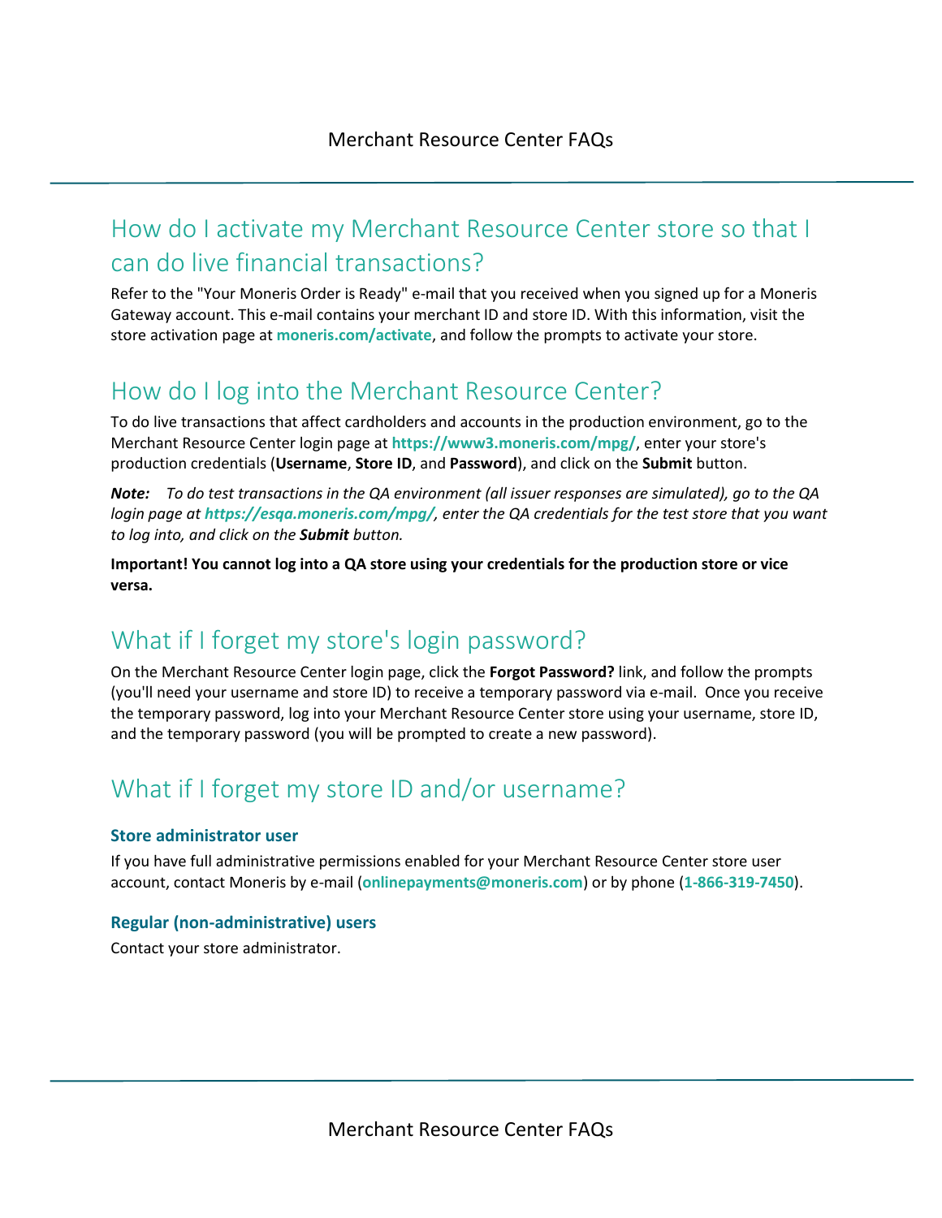## How do I activate my Merchant Resource Center store so that I can do live financial transactions?

Refer to the "Your Moneris Order is Ready" e-mail that you received when you signed up for a Moneris Gateway account. This e-mail contains your merchant ID and store ID. With this information, visit the store activation page at **moneris.com/activate**, and follow the prompts to activate your store.

## How do I log into the Merchant Resource Center?

To do live transactions that affect cardholders and accounts in the production environment, go to the Merchant Resource Center login page at **https://www3.moneris.com/mpg/**, enter your store's production credentials (**Username**, **Store ID**, and **Password**), and click on the **Submit** button.

***Note:*** *To do test transactions in the QA environment (all issuer responses are simulated), go to the QA login page at* ***https://esqa.moneris.com/mpg/****, enter the QA credentials for the test store that you want to log into, and click on the* ***Submit*** *button.*

**Important! You cannot log into a QA store using your credentials for the production store or vice versa.**

## What if I forget my store's login password?

On the Merchant Resource Center login page, click the **Forgot Password?** link, and follow the prompts (you'll need your username and store ID) to receive a temporary password via e-mail. Once you receive the temporary password, log into your Merchant Resource Center store using your username, store ID, and the temporary password (you will be prompted to create a new password).

## What if I forget my store ID and/or username?

### Store administrator user

If you have full administrative permissions enabled for your Merchant Resource Center store user account, contact Moneris by e-mail (**onlinepayments@moneris.com**) or by phone (**1-866-319-7450**).

### Regular (non-administrative) users

Contact your store administrator.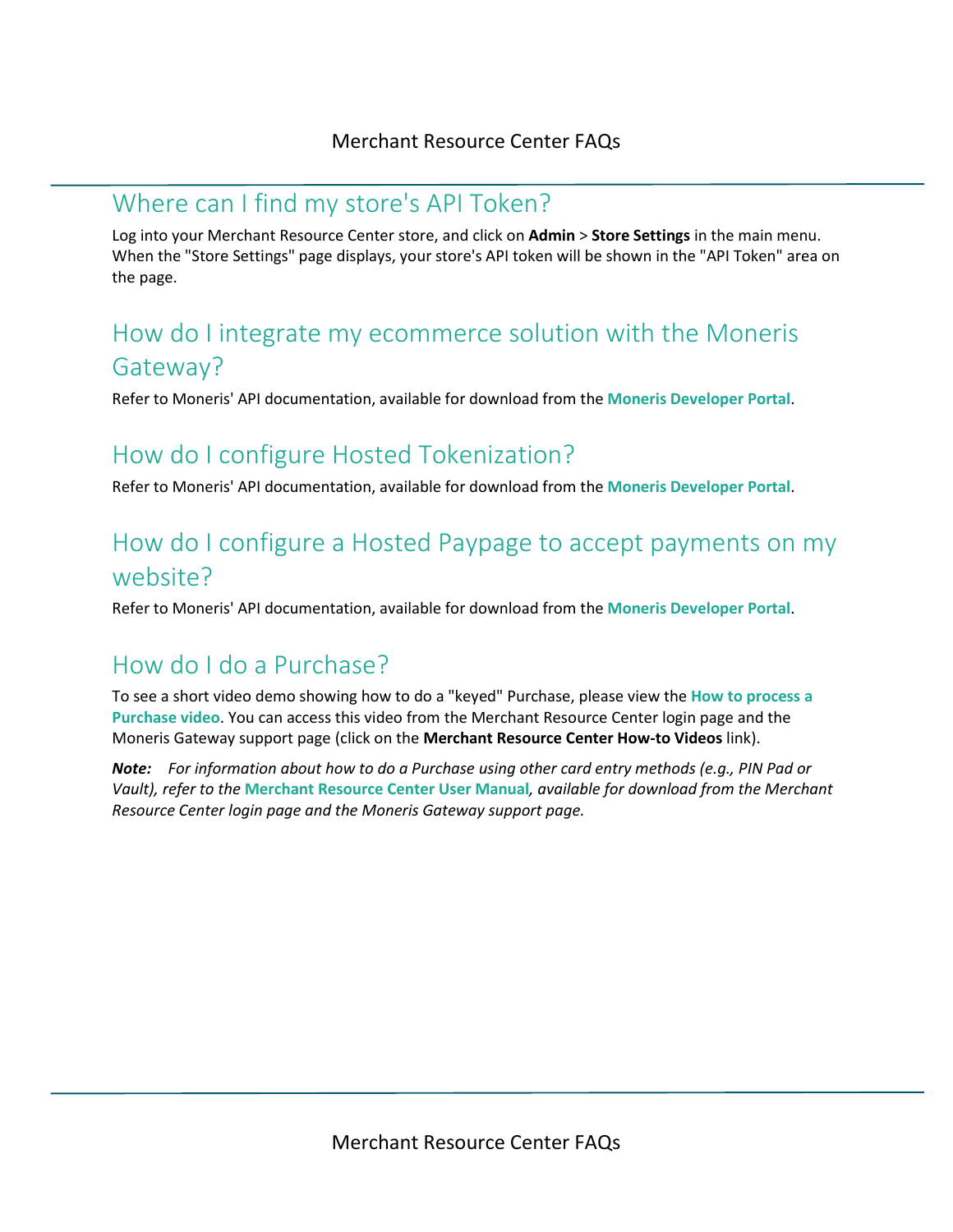## Where can I find my store's API Token?

Log into your Merchant Resource Center store, and click on **Admin** > **Store Settings** in the main menu. When the "Store Settings" page displays, your store's API token will be shown in the "API Token" area on the page.

## How do I integrate my ecommerce solution with the Moneris Gateway?

Refer to Moneris' API documentation, available for download from the **Moneris Developer Portal**.

## How do I configure Hosted Tokenization?

Refer to Moneris' API documentation, available for download from the **Moneris Developer Portal**.

## How do I configure a Hosted Paypage to accept payments on my website?

Refer to Moneris' API documentation, available for download from the **Moneris Developer Portal**.

## How do I do a Purchase?

To see a short video demo showing how to do a "keyed" Purchase, please view the **How to process a Purchase video**. You can access this video from the Merchant Resource Center login page and the Moneris Gateway support page (click on the **Merchant Resource Center How-to Videos** link).

***Note:*** *For information about how to do a Purchase using other card entry methods (e.g., PIN Pad or Vault), refer to the* ***Merchant Resource Center User Manual****, available for download from the Merchant Resource Center login page and the Moneris Gateway support page.*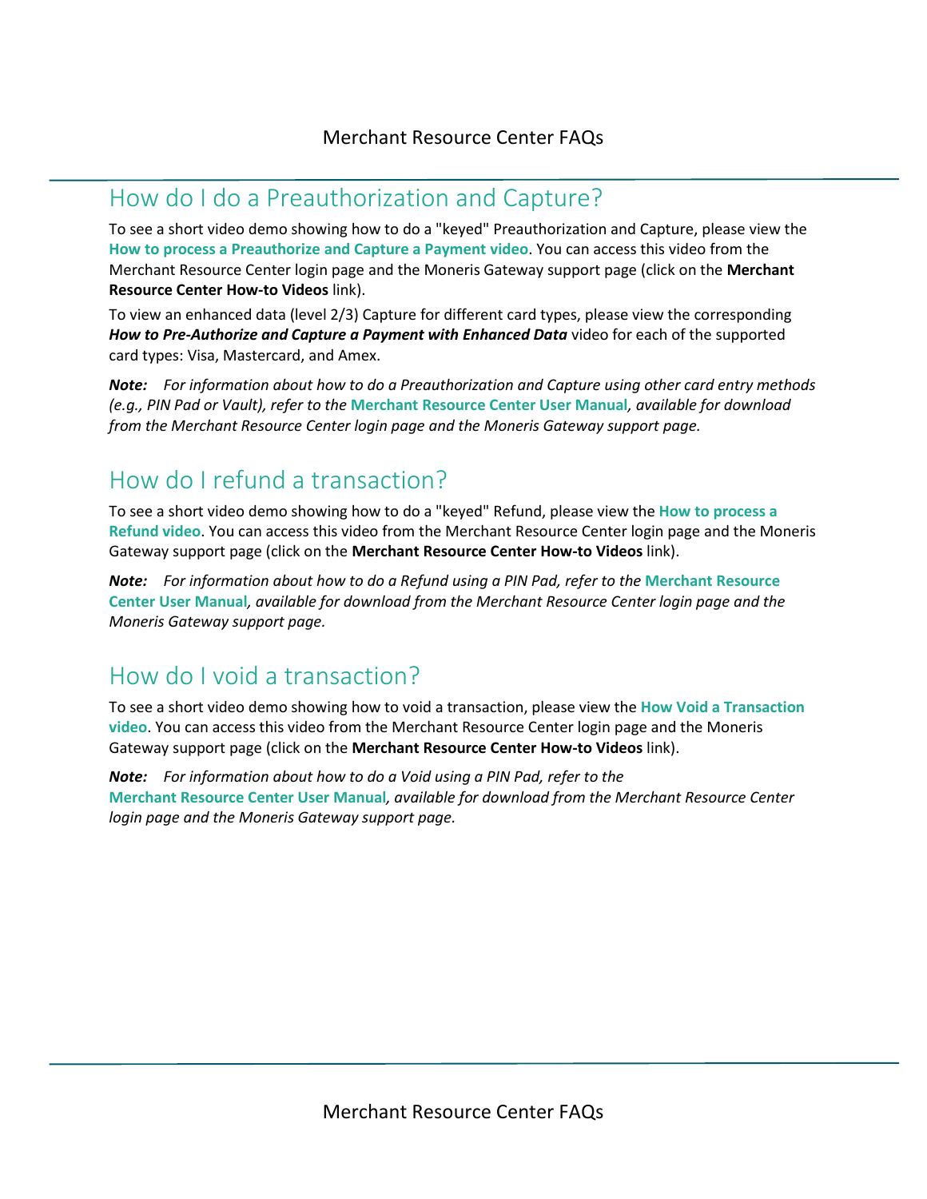## How do I do a Preauthorization and Capture?

To see a short video demo showing how to do a "keyed" Preauthorization and Capture, please view the **How to process a Preauthorize and Capture a Payment video**. You can access this video from the Merchant Resource Center login page and the Moneris Gateway support page (click on the **Merchant Resource Center How-to Videos** link).

To view an enhanced data (level 2/3) Capture for different card types, please view the corresponding ***How to Pre-Authorize and Capture a Payment with Enhanced Data*** video for each of the supported card types: Visa, Mastercard, and Amex.

***Note:*** *For information about how to do a Preauthorization and Capture using other card entry methods (e.g., PIN Pad or Vault), refer to the* **Merchant Resource Center User Manual***, available for download from the Merchant Resource Center login page and the Moneris Gateway support page.*

## How do I refund a transaction?

To see a short video demo showing how to do a "keyed" Refund, please view the **How to process a Refund video**. You can access this video from the Merchant Resource Center login page and the Moneris Gateway support page (click on the **Merchant Resource Center How-to Videos** link).

***Note:*** *For information about how to do a Refund using a PIN Pad, refer to the* **Merchant Resource Center User Manual***, available for download from the Merchant Resource Center login page and the Moneris Gateway support page.*

## How do I void a transaction?

To see a short video demo showing how to void a transaction, please view the **How Void a Transaction video**. You can access this video from the Merchant Resource Center login page and the Moneris Gateway support page (click on the **Merchant Resource Center How-to Videos** link).

***Note:*** *For information about how to do a Void using a PIN Pad, refer to the* **Merchant Resource Center User Manual***, available for download from the Merchant Resource Center login page and the Moneris Gateway support page.*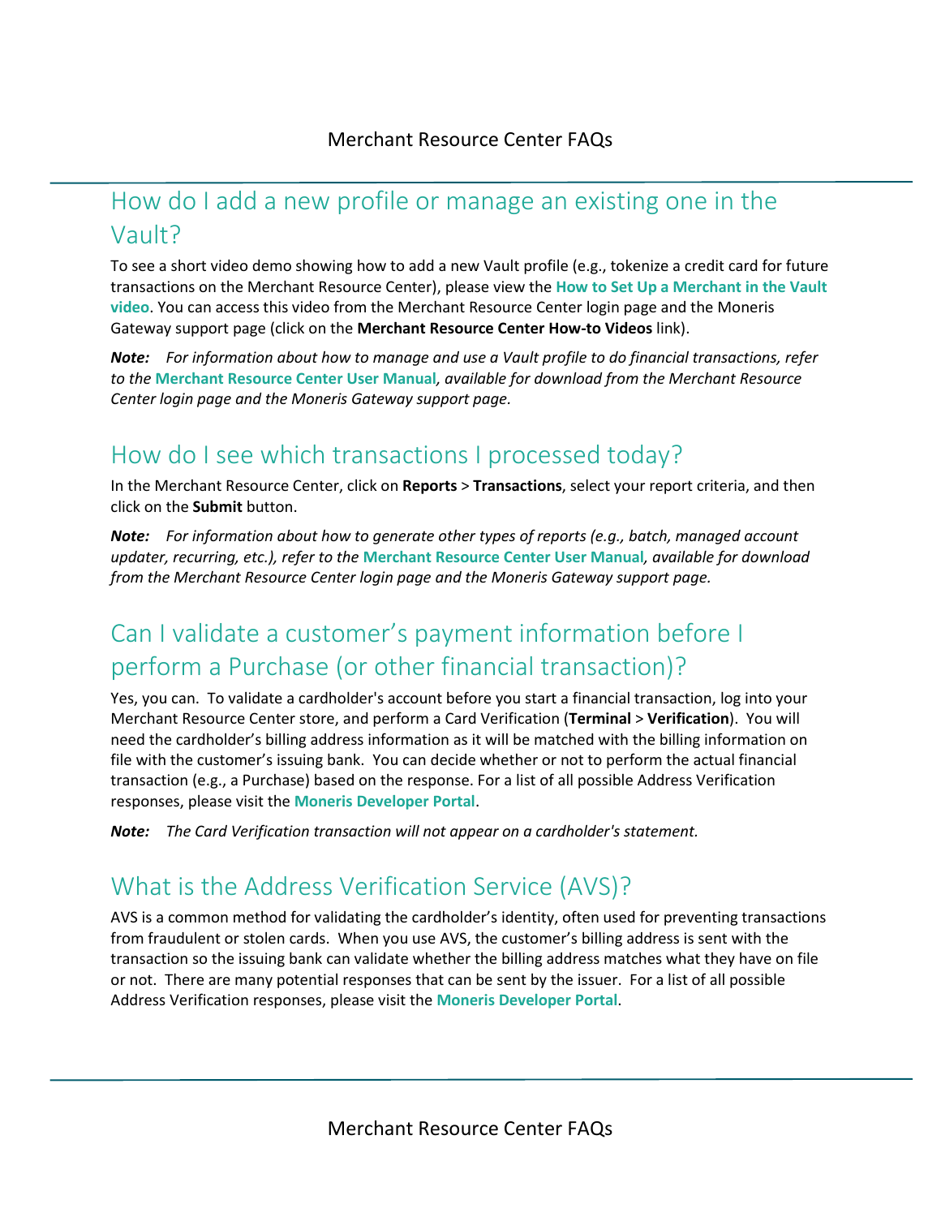## How do I add a new profile or manage an existing one in the Vault?

To see a short video demo showing how to add a new Vault profile (e.g., tokenize a credit card for future transactions on the Merchant Resource Center), please view the **How to Set Up a Merchant in the Vault video**. You can access this video from the Merchant Resource Center login page and the Moneris Gateway support page (click on the **Merchant Resource Center How-to Videos** link).

***Note:*** *For information about how to manage and use a Vault profile to do financial transactions, refer to the* ***Merchant Resource Center User Manual****, available for download from the Merchant Resource Center login page and the Moneris Gateway support page.*

## How do I see which transactions I processed today?

In the Merchant Resource Center, click on **Reports** > **Transactions**, select your report criteria, and then click on the **Submit** button.

***Note:*** *For information about how to generate other types of reports (e.g., batch, managed account updater, recurring, etc.), refer to the* ***Merchant Resource Center User Manual****, available for download from the Merchant Resource Center login page and the Moneris Gateway support page.*

## Can I validate a customer's payment information before I perform a Purchase (or other financial transaction)?

Yes, you can. To validate a cardholder's account before you start a financial transaction, log into your Merchant Resource Center store, and perform a Card Verification (**Terminal** > **Verification**). You will need the cardholder's billing address information as it will be matched with the billing information on file with the customer's issuing bank. You can decide whether or not to perform the actual financial transaction (e.g., a Purchase) based on the response. For a list of all possible Address Verification responses, please visit the **Moneris Developer Portal**.

***Note:*** *The Card Verification transaction will not appear on a cardholder's statement.*

## What is the Address Verification Service (AVS)?

AVS is a common method for validating the cardholder's identity, often used for preventing transactions from fraudulent or stolen cards. When you use AVS, the customer's billing address is sent with the transaction so the issuing bank can validate whether the billing address matches what they have on file or not. There are many potential responses that can be sent by the issuer. For a list of all possible Address Verification responses, please visit the **Moneris Developer Portal**.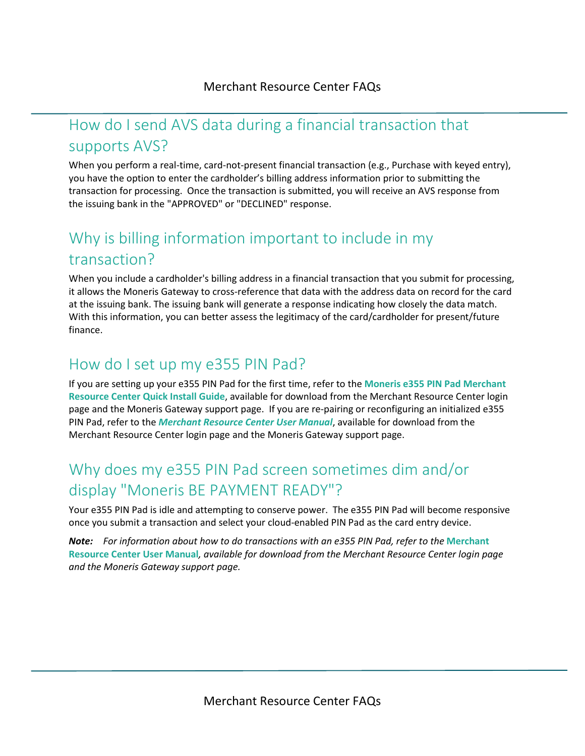## How do I send AVS data during a financial transaction that supports AVS?

When you perform a real-time, card-not-present financial transaction (e.g., Purchase with keyed entry), you have the option to enter the cardholder's billing address information prior to submitting the transaction for processing. Once the transaction is submitted, you will receive an AVS response from the issuing bank in the "APPROVED" or "DECLINED" response.

## Why is billing information important to include in my transaction?

When you include a cardholder's billing address in a financial transaction that you submit for processing, it allows the Moneris Gateway to cross-reference that data with the address data on record for the card at the issuing bank. The issuing bank will generate a response indicating how closely the data match. With this information, you can better assess the legitimacy of the card/cardholder for present/future finance.

## How do I set up my e355 PIN Pad?

If you are setting up your e355 PIN Pad for the first time, refer to the **Moneris e355 PIN Pad Merchant Resource Center Quick Install Guide**, available for download from the Merchant Resource Center login page and the Moneris Gateway support page. If you are re-pairing or reconfiguring an initialized e355 PIN Pad, refer to the ***Merchant Resource Center User Manual***, available for download from the Merchant Resource Center login page and the Moneris Gateway support page.

## Why does my e355 PIN Pad screen sometimes dim and/or display "Moneris BE PAYMENT READY"?

Your e355 PIN Pad is idle and attempting to conserve power. The e355 PIN Pad will become responsive once you submit a transaction and select your cloud-enabled PIN Pad as the card entry device.

***Note:*** *For information about how to do transactions with an e355 PIN Pad, refer to the* **Merchant Resource Center User Manual***, available for download from the Merchant Resource Center login page and the Moneris Gateway support page.*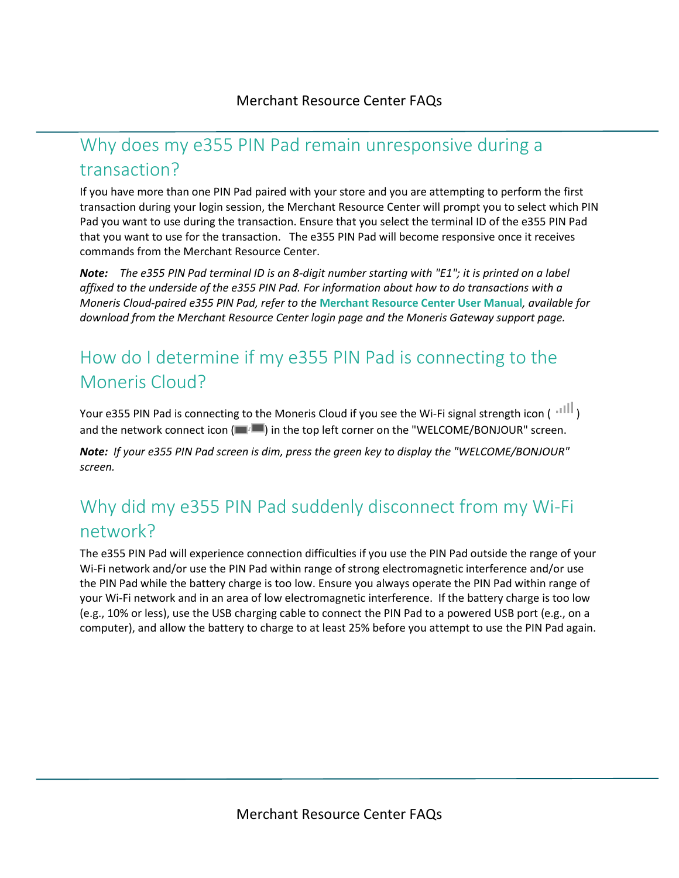## Why does my e355 PIN Pad remain unresponsive during a transaction?

If you have more than one PIN Pad paired with your store and you are attempting to perform the first transaction during your login session, the Merchant Resource Center will prompt you to select which PIN Pad you want to use during the transaction. Ensure that you select the terminal ID of the e355 PIN Pad that you want to use for the transaction. The e355 PIN Pad will become responsive once it receives commands from the Merchant Resource Center.

***Note:*** *The e355 PIN Pad terminal ID is an 8-digit number starting with "E1"; it is printed on a label affixed to the underside of the e355 PIN Pad. For information about how to do transactions with a Moneris Cloud-paired e355 PIN Pad, refer to the* ***Merchant Resource Center User Manual****, available for download from the Merchant Resource Center login page and the Moneris Gateway support page.*

## How do I determine if my e355 PIN Pad is connecting to the Moneris Cloud?

Your e355 PIN Pad is connecting to the Moneris Cloud if you see the Wi-Fi signal strength icon ( ) and the network connect icon ( ) in the top left corner on the "WELCOME/BONJOUR" screen.

***Note:*** *If your e355 PIN Pad screen is dim, press the green key to display the "WELCOME/BONJOUR" screen.*

## Why did my e355 PIN Pad suddenly disconnect from my Wi-Fi network?

The e355 PIN Pad will experience connection difficulties if you use the PIN Pad outside the range of your Wi-Fi network and/or use the PIN Pad within range of strong electromagnetic interference and/or use the PIN Pad while the battery charge is too low. Ensure you always operate the PIN Pad within range of your Wi-Fi network and in an area of low electromagnetic interference. If the battery charge is too low (e.g., 10% or less), use the USB charging cable to connect the PIN Pad to a powered USB port (e.g., on a computer), and allow the battery to charge to at least 25% before you attempt to use the PIN Pad again.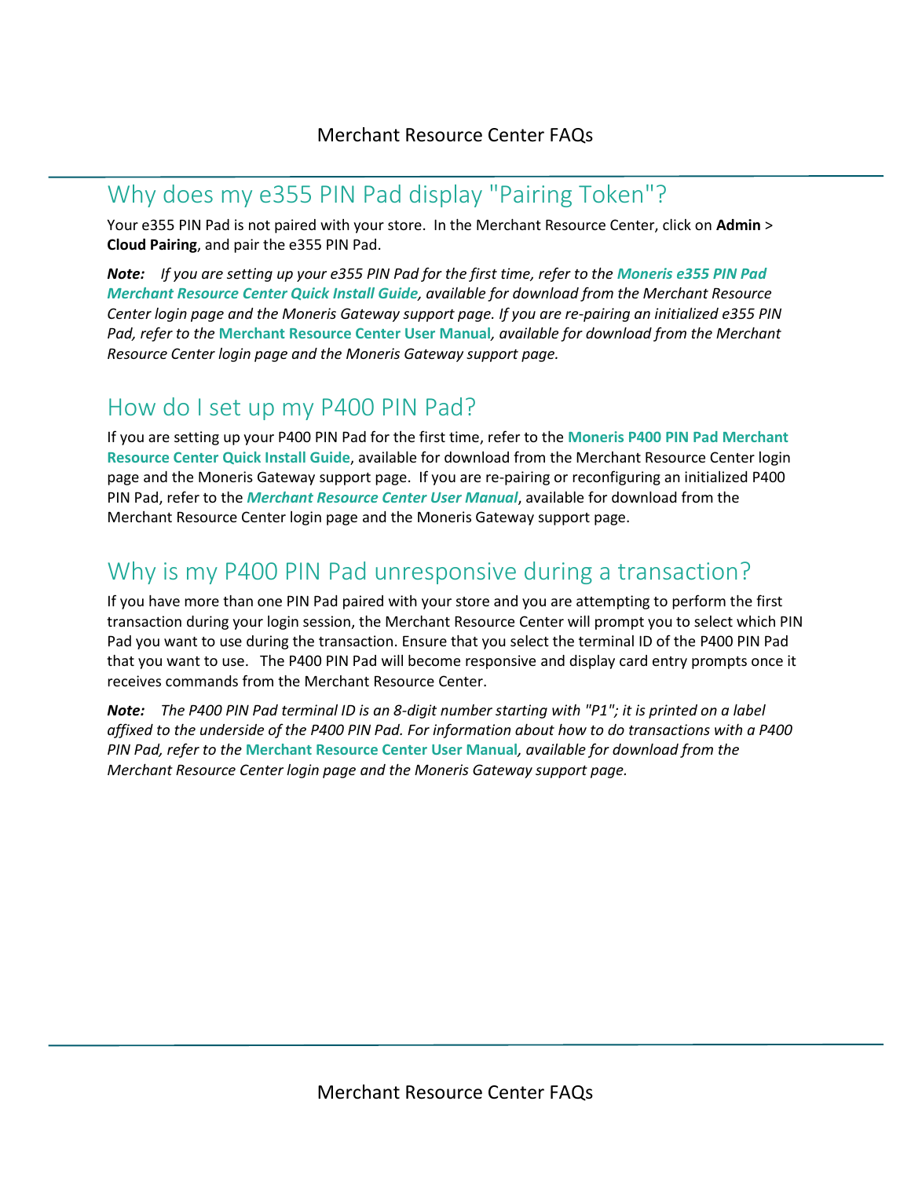## Why does my e355 PIN Pad display "Pairing Token"?

Your e355 PIN Pad is not paired with your store. In the Merchant Resource Center, click on **Admin** > **Cloud Pairing**, and pair the e355 PIN Pad.

***Note:*** *If you are setting up your e355 PIN Pad for the first time, refer to the* ***Moneris e355 PIN Pad Merchant Resource Center Quick Install Guide****, available for download from the Merchant Resource Center login page and the Moneris Gateway support page. If you are re-pairing an initialized e355 PIN Pad, refer to the* **Merchant Resource Center User Manual***, available for download from the Merchant Resource Center login page and the Moneris Gateway support page.*

## How do I set up my P400 PIN Pad?

If you are setting up your P400 PIN Pad for the first time, refer to the **Moneris P400 PIN Pad Merchant Resource Center Quick Install Guide**, available for download from the Merchant Resource Center login page and the Moneris Gateway support page. If you are re-pairing or reconfiguring an initialized P400 PIN Pad, refer to the ***Merchant Resource Center User Manual***, available for download from the Merchant Resource Center login page and the Moneris Gateway support page.

## Why is my P400 PIN Pad unresponsive during a transaction?

If you have more than one PIN Pad paired with your store and you are attempting to perform the first transaction during your login session, the Merchant Resource Center will prompt you to select which PIN Pad you want to use during the transaction. Ensure that you select the terminal ID of the P400 PIN Pad that you want to use. The P400 PIN Pad will become responsive and display card entry prompts once it receives commands from the Merchant Resource Center.

***Note:*** *The P400 PIN Pad terminal ID is an 8-digit number starting with "P1"; it is printed on a label affixed to the underside of the P400 PIN Pad. For information about how to do transactions with a P400 PIN Pad, refer to the* **Merchant Resource Center User Manual***, available for download from the Merchant Resource Center login page and the Moneris Gateway support page.*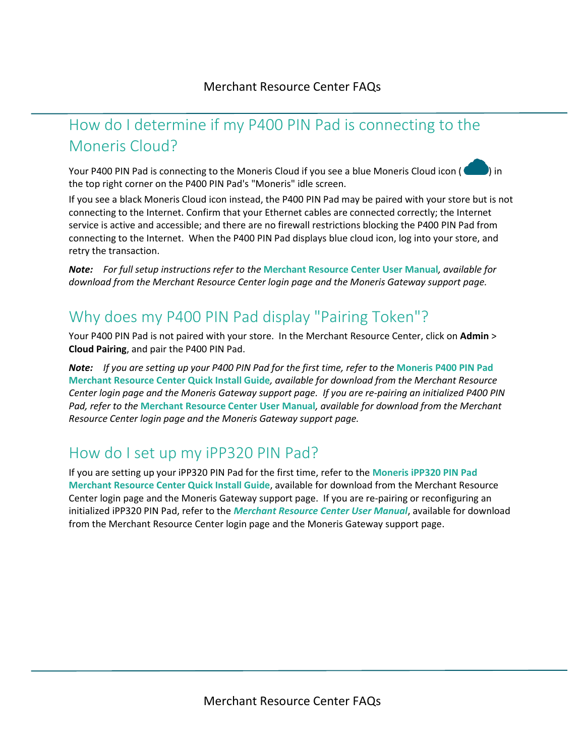## How do I determine if my P400 PIN Pad is connecting to the Moneris Cloud?

Your P400 PIN Pad is connecting to the Moneris Cloud if you see a blue Moneris Cloud icon ( ) in the top right corner on the P400 PIN Pad's "Moneris" idle screen.

If you see a black Moneris Cloud icon instead, the P400 PIN Pad may be paired with your store but is not connecting to the Internet. Confirm that your Ethernet cables are connected correctly; the Internet service is active and accessible; and there are no firewall restrictions blocking the P400 PIN Pad from connecting to the Internet. When the P400 PIN Pad displays blue cloud icon, log into your store, and retry the transaction.

***Note:*** *For full setup instructions refer to the* ***Merchant Resource Center User Manual****, available for download from the Merchant Resource Center login page and the Moneris Gateway support page.*

## Why does my P400 PIN Pad display "Pairing Token"?

Your P400 PIN Pad is not paired with your store. In the Merchant Resource Center, click on **Admin** > **Cloud Pairing**, and pair the P400 PIN Pad.

***Note:*** *If you are setting up your P400 PIN Pad for the first time, refer to the* ***Moneris P400 PIN Pad Merchant Resource Center Quick Install Guide****, available for download from the Merchant Resource Center login page and the Moneris Gateway support page. If you are re-pairing an initialized P400 PIN Pad, refer to the* ***Merchant Resource Center User Manual****, available for download from the Merchant Resource Center login page and the Moneris Gateway support page.*

## How do I set up my iPP320 PIN Pad?

If you are setting up your iPP320 PIN Pad for the first time, refer to the **Moneris iPP320 PIN Pad Merchant Resource Center Quick Install Guide**, available for download from the Merchant Resource Center login page and the Moneris Gateway support page. If you are re-pairing or reconfiguring an initialized iPP320 PIN Pad, refer to the ***Merchant Resource Center User Manual***, available for download from the Merchant Resource Center login page and the Moneris Gateway support page.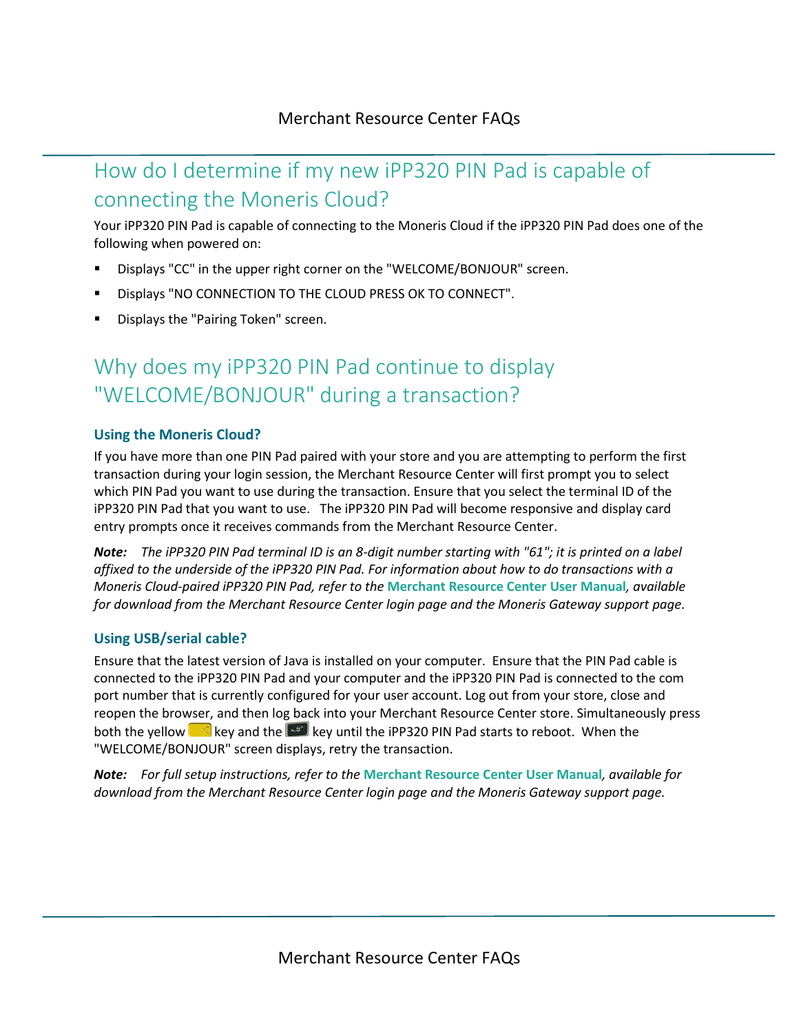## How do I determine if my new iPP320 PIN Pad is capable of connecting the Moneris Cloud?

Your iPP320 PIN Pad is capable of connecting to the Moneris Cloud if the iPP320 PIN Pad does one of the following when powered on:

- Displays "CC" in the upper right corner on the "WELCOME/BONJOUR" screen.
- Displays "NO CONNECTION TO THE CLOUD PRESS OK TO CONNECT".
- Displays the "Pairing Token" screen.

## Why does my iPP320 PIN Pad continue to display "WELCOME/BONJOUR" during a transaction?

### Using the Moneris Cloud?

If you have more than one PIN Pad paired with your store and you are attempting to perform the first transaction during your login session, the Merchant Resource Center will first prompt you to select which PIN Pad you want to use during the transaction. Ensure that you select the terminal ID of the iPP320 PIN Pad that you want to use. The iPP320 PIN Pad will become responsive and display card entry prompts once it receives commands from the Merchant Resource Center.

***Note:*** *The iPP320 PIN Pad terminal ID is an 8-digit number starting with "61"; it is printed on a label affixed to the underside of the iPP320 PIN Pad. For information about how to do transactions with a Moneris Cloud-paired iPP320 PIN Pad, refer to the* **Merchant Resource Center User Manual***, available for download from the Merchant Resource Center login page and the Moneris Gateway support page.*

### Using USB/serial cable?

Ensure that the latest version of Java is installed on your computer. Ensure that the PIN Pad cable is connected to the iPP320 PIN Pad and your computer and the iPP320 PIN Pad is connected to the com port number that is currently configured for your user account. Log out from your store, close and reopen the browser, and then log back into your Merchant Resource Center store. Simultaneously press both the yellow key and the key until the iPP320 PIN Pad starts to reboot. When the "WELCOME/BONJOUR" screen displays, retry the transaction.

***Note:*** *For full setup instructions, refer to the* **Merchant Resource Center User Manual***, available for download from the Merchant Resource Center login page and the Moneris Gateway support page.*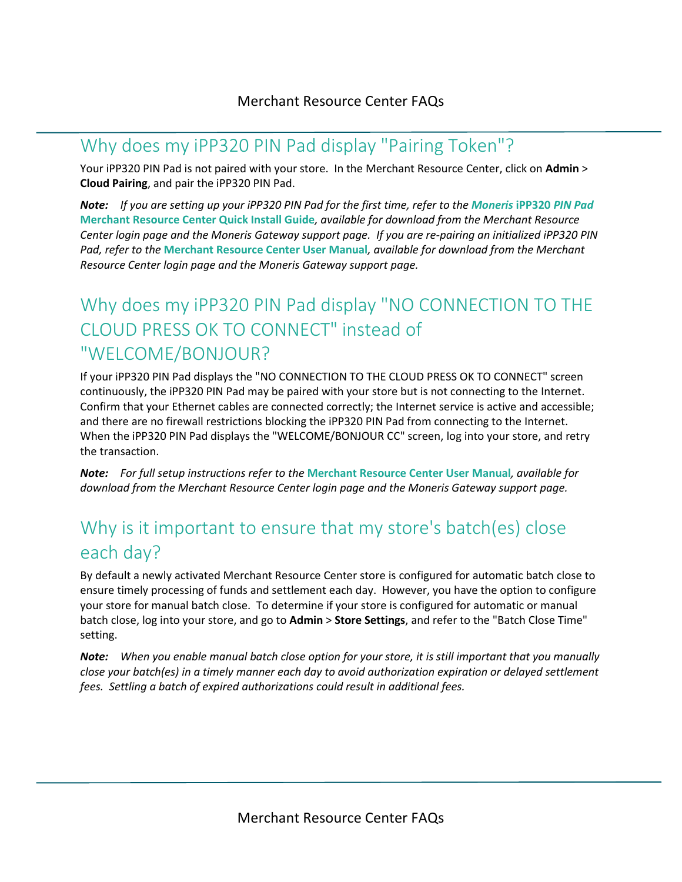## Why does my iPP320 PIN Pad display "Pairing Token"?

Your iPP320 PIN Pad is not paired with your store. In the Merchant Resource Center, click on **Admin** > **Cloud Pairing**, and pair the iPP320 PIN Pad.

***Note:*** *If you are setting up your iPP320 PIN Pad for the first time, refer to the* ***Moneris iPP320 PIN Pad Merchant Resource Center Quick Install Guide****, available for download from the Merchant Resource Center login page and the Moneris Gateway support page. If you are re-pairing an initialized iPP320 PIN Pad, refer to the* ***Merchant Resource Center User Manual****, available for download from the Merchant Resource Center login page and the Moneris Gateway support page.*

## Why does my iPP320 PIN Pad display "NO CONNECTION TO THE CLOUD PRESS OK TO CONNECT" instead of "WELCOME/BONJOUR?

If your iPP320 PIN Pad displays the "NO CONNECTION TO THE CLOUD PRESS OK TO CONNECT" screen continuously, the iPP320 PIN Pad may be paired with your store but is not connecting to the Internet. Confirm that your Ethernet cables are connected correctly; the Internet service is active and accessible; and there are no firewall restrictions blocking the iPP320 PIN Pad from connecting to the Internet. When the iPP320 PIN Pad displays the "WELCOME/BONJOUR CC" screen, log into your store, and retry the transaction.

***Note:*** *For full setup instructions refer to the* ***Merchant Resource Center User Manual****, available for download from the Merchant Resource Center login page and the Moneris Gateway support page.*

## Why is it important to ensure that my store's batch(es) close each day?

By default a newly activated Merchant Resource Center store is configured for automatic batch close to ensure timely processing of funds and settlement each day. However, you have the option to configure your store for manual batch close. To determine if your store is configured for automatic or manual batch close, log into your store, and go to **Admin** > **Store Settings**, and refer to the "Batch Close Time" setting.

***Note:*** *When you enable manual batch close option for your store, it is still important that you manually close your batch(es) in a timely manner each day to avoid authorization expiration or delayed settlement fees. Settling a batch of expired authorizations could result in additional fees.*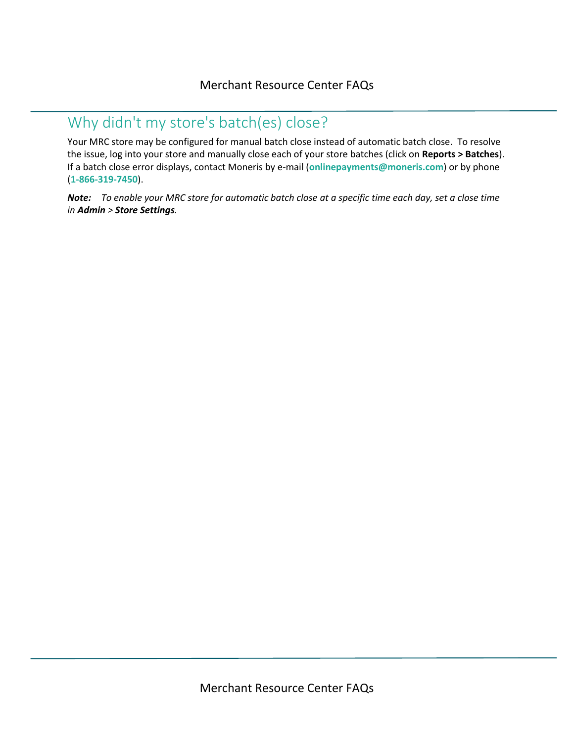## Why didn't my store's batch(es) close?

Your MRC store may be configured for manual batch close instead of automatic batch close. To resolve the issue, log into your store and manually close each of your store batches (click on **Reports > Batches**). If a batch close error displays, contact Moneris by e-mail (**onlinepayments@moneris.com**) or by phone (**1-866-319-7450**).

***Note:*** *To enable your MRC store for automatic batch close at a specific time each day, set a close time in **Admin** > **Store Settings**.*